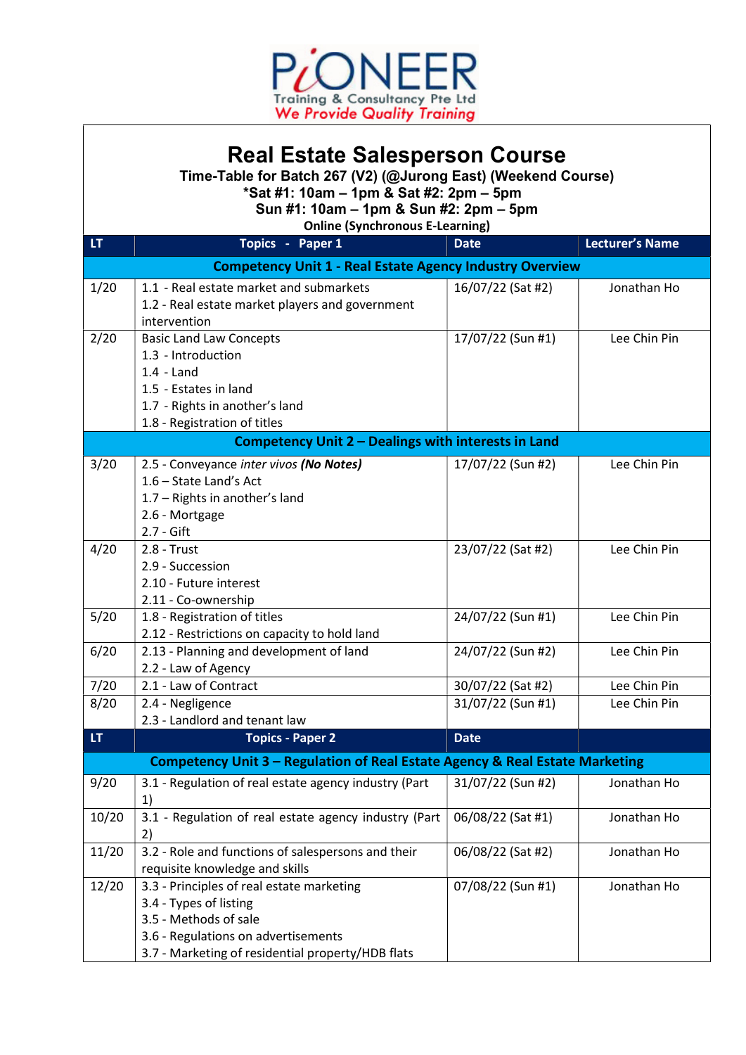PIONEER
Training & Consultancy Pte Ltd
We Provide Quality Training

# Real Estate Salesperson Course

**Time-Table for Batch 267 (V2) (@Jurong East) (Weekend Course)**
***Sat #1: 10am – 1pm & Sat #2: 2pm – 5pm**
**Sun #1: 10am – 1pm & Sun #2: 2pm – 5pm**
**Online (Synchronous E-Learning)**

| LT | Topics - Paper 1 | Date | Lecturer's Name |
|---|---|---|---|
| | **Competency Unit 1 - Real Estate Agency Industry Overview** | | |
| 1/20 | 1.1 - Real estate market and submarkets<br>1.2 - Real estate market players and government intervention | 16/07/22 (Sat #2) | Jonathan Ho |
| 2/20 | Basic Land Law Concepts<br>1.3 - Introduction<br>1.4 - Land<br>1.5 - Estates in land<br>1.7 - Rights in another's land<br>1.8 - Registration of titles | 17/07/22 (Sun #1) | Lee Chin Pin |
| | **Competency Unit 2 – Dealings with interests in Land** | | |
| 3/20 | 2.5 - Conveyance *inter vivos* ***(No Notes)***<br>1.6 – State Land's Act<br>1.7 – Rights in another's land<br>2.6 - Mortgage<br>2.7 - Gift | 17/07/22 (Sun #2) | Lee Chin Pin |
| 4/20 | 2.8 - Trust<br>2.9 - Succession<br>2.10 - Future interest<br>2.11 - Co-ownership | 23/07/22 (Sat #2) | Lee Chin Pin |
| 5/20 | 1.8 - Registration of titles<br>2.12 - Restrictions on capacity to hold land | 24/07/22 (Sun #1) | Lee Chin Pin |
| 6/20 | 2.13 - Planning and development of land<br>2.2 - Law of Agency | 24/07/22 (Sun #2) | Lee Chin Pin |
| 7/20 | 2.1 - Law of Contract | 30/07/22 (Sat #2) | Lee Chin Pin |
| 8/20 | 2.4 - Negligence<br>2.3 - Landlord and tenant law | 31/07/22 (Sun #1) | Lee Chin Pin |
| **LT** | **Topics - Paper 2** | **Date** | |
| | **Competency Unit 3 – Regulation of Real Estate Agency & Real Estate Marketing** | | |
| 9/20 | 3.1 - Regulation of real estate agency industry (Part 1) | 31/07/22 (Sun #2) | Jonathan Ho |
| 10/20 | 3.1 - Regulation of real estate agency industry (Part 2) | 06/08/22 (Sat #1) | Jonathan Ho |
| 11/20 | 3.2 - Role and functions of salespersons and their requisite knowledge and skills | 06/08/22 (Sat #2) | Jonathan Ho |
| 12/20 | 3.3 - Principles of real estate marketing<br>3.4 - Types of listing<br>3.5 - Methods of sale<br>3.6 - Regulations on advertisements<br>3.7 - Marketing of residential property/HDB flats | 07/08/22 (Sun #1) | Jonathan Ho |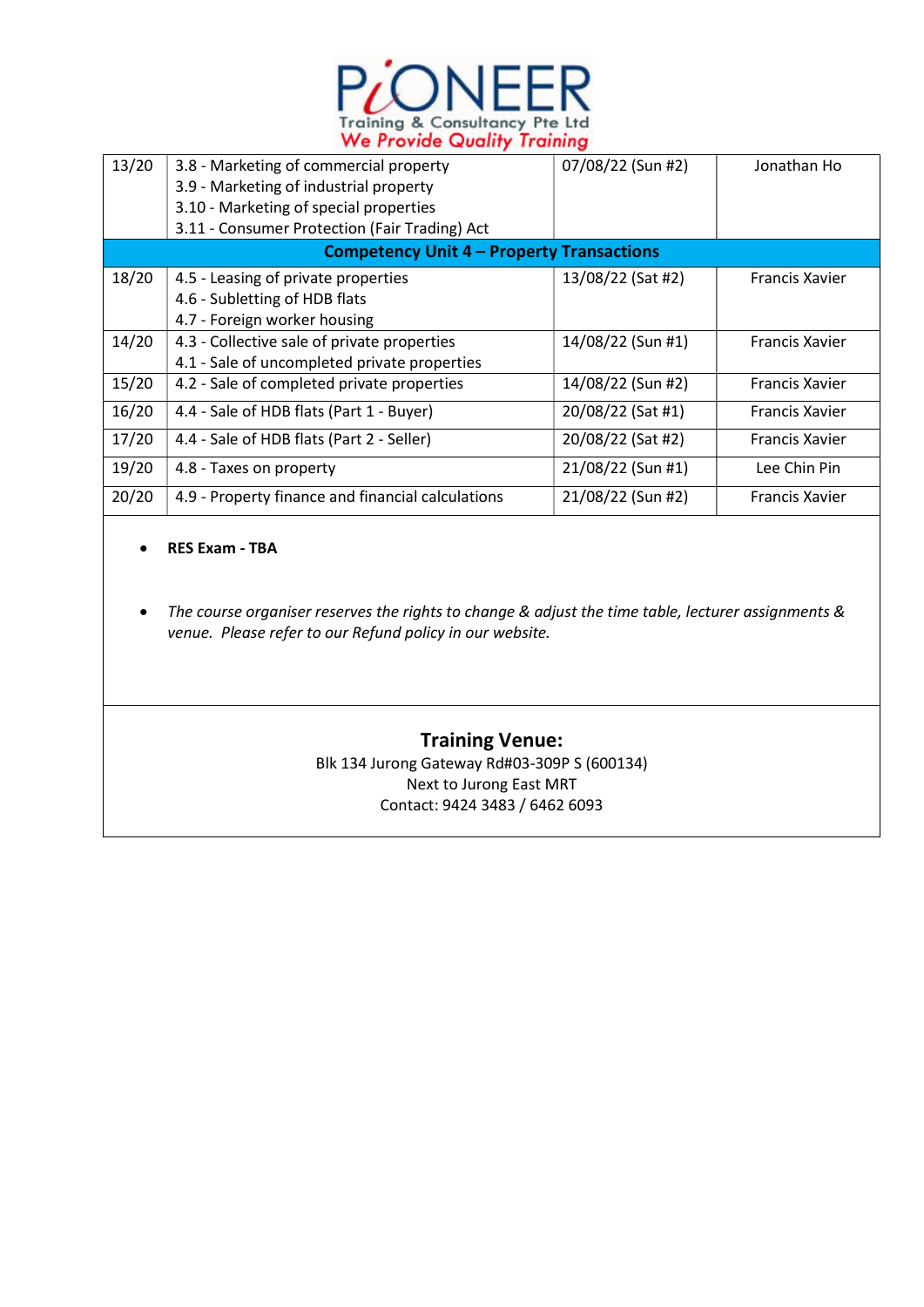| | | | |
|---|---|---|---|
| 13/20 | 3.8 - Marketing of commercial property<br>3.9 - Marketing of industrial property<br>3.10 - Marketing of special properties<br>3.11 - Consumer Protection (Fair Trading) Act | 07/08/22 (Sun #2) | Jonathan Ho |
| **Competency Unit 4 – Property Transactions** | | | |
| 18/20 | 4.5 - Leasing of private properties<br>4.6 - Subletting of HDB flats<br>4.7 - Foreign worker housing | 13/08/22 (Sat #2) | Francis Xavier |
| 14/20 | 4.3 - Collective sale of private properties<br>4.1 - Sale of uncompleted private properties | 14/08/22 (Sun #1) | Francis Xavier |
| 15/20 | 4.2 - Sale of completed private properties | 14/08/22 (Sun #2) | Francis Xavier |
| 16/20 | 4.4 - Sale of HDB flats (Part 1 - Buyer) | 20/08/22 (Sat #1) | Francis Xavier |
| 17/20 | 4.4 - Sale of HDB flats (Part 2 - Seller) | 20/08/22 (Sat #2) | Francis Xavier |
| 19/20 | 4.8 - Taxes on property | 21/08/22 (Sun #1) | Lee Chin Pin |
| 20/20 | 4.9 - Property finance and financial calculations | 21/08/22 (Sun #2) | Francis Xavier |

- **RES Exam - TBA**

- *The course organiser reserves the rights to change & adjust the time table, lecturer assignments & venue. Please refer to our Refund policy in our website.*

**Training Venue:**

Blk 134 Jurong Gateway Rd#03-309P S (600134)
Next to Jurong East MRT
Contact: 9424 3483 / 6462 6093